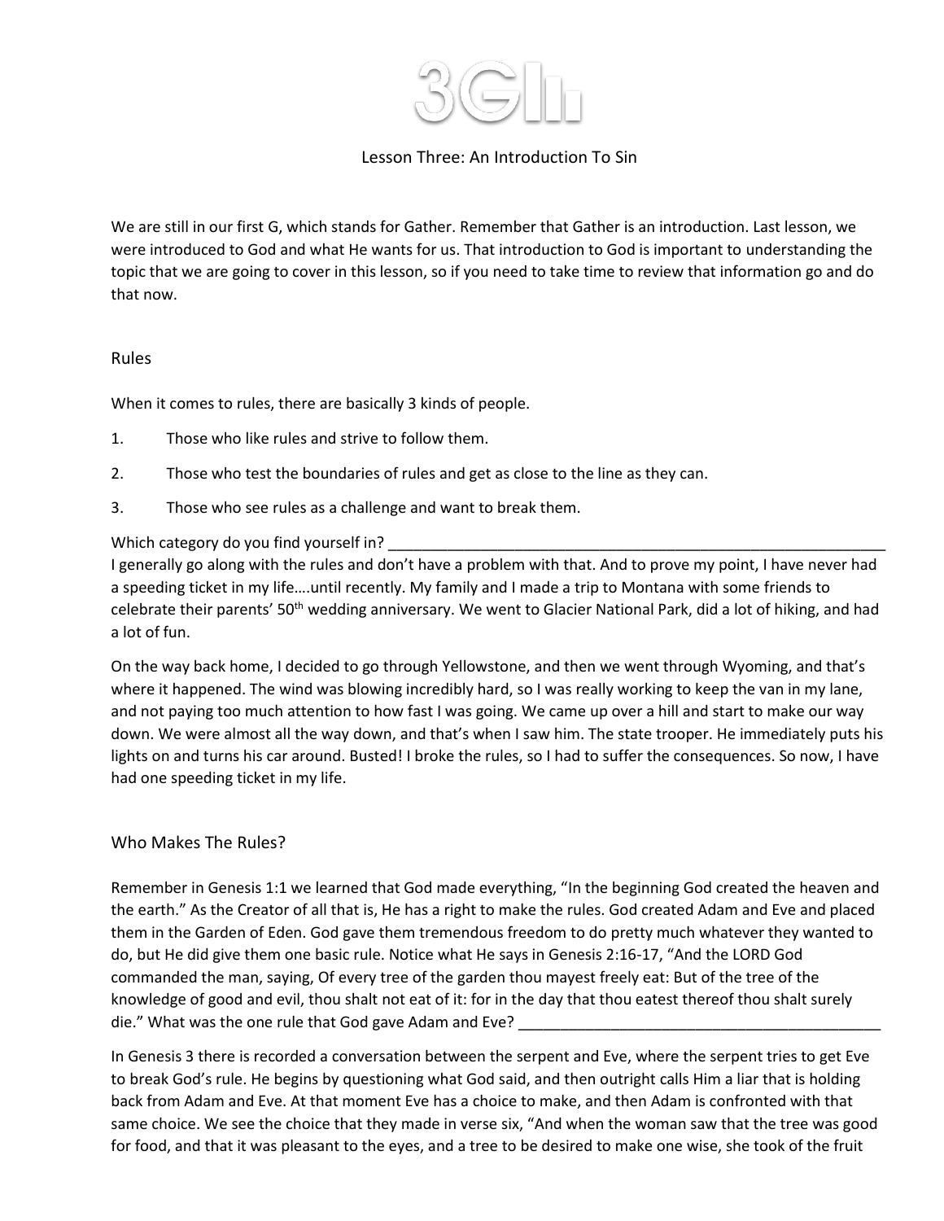# 3GI

## Lesson Three: An Introduction To Sin

We are still in our first G, which stands for Gather. Remember that Gather is an introduction. Last lesson, we were introduced to God and what He wants for us. That introduction to God is important to understanding the topic that we are going to cover in this lesson, so if you need to take time to review that information go and do that now.

### Rules

When it comes to rules, there are basically 3 kinds of people.

1. Those who like rules and strive to follow them.
2. Those who test the boundaries of rules and get as close to the line as they can.
3. Those who see rules as a challenge and want to break them.

Which category do you find yourself in? ______________________________________________________________

I generally go along with the rules and don't have a problem with that. And to prove my point, I have never had a speeding ticket in my life….until recently. My family and I made a trip to Montana with some friends to celebrate their parents' 50th wedding anniversary. We went to Glacier National Park, did a lot of hiking, and had a lot of fun.

On the way back home, I decided to go through Yellowstone, and then we went through Wyoming, and that's where it happened. The wind was blowing incredibly hard, so I was really working to keep the van in my lane, and not paying too much attention to how fast I was going. We came up over a hill and start to make our way down. We were almost all the way down, and that's when I saw him. The state trooper. He immediately puts his lights on and turns his car around. Busted! I broke the rules, so I had to suffer the consequences. So now, I have had one speeding ticket in my life.

### Who Makes The Rules?

Remember in Genesis 1:1 we learned that God made everything, "In the beginning God created the heaven and the earth." As the Creator of all that is, He has a right to make the rules. God created Adam and Eve and placed them in the Garden of Eden. God gave them tremendous freedom to do pretty much whatever they wanted to do, but He did give them one basic rule. Notice what He says in Genesis 2:16-17, "And the LORD God commanded the man, saying, Of every tree of the garden thou mayest freely eat: But of the tree of the knowledge of good and evil, thou shalt not eat of it: for in the day that thou eatest thereof thou shalt surely die." What was the one rule that God gave Adam and Eve? ____________________________________________

In Genesis 3 there is recorded a conversation between the serpent and Eve, where the serpent tries to get Eve to break God's rule. He begins by questioning what God said, and then outright calls Him a liar that is holding back from Adam and Eve. At that moment Eve has a choice to make, and then Adam is confronted with that same choice. We see the choice that they made in verse six, "And when the woman saw that the tree was good for food, and that it was pleasant to the eyes, and a tree to be desired to make one wise, she took of the fruit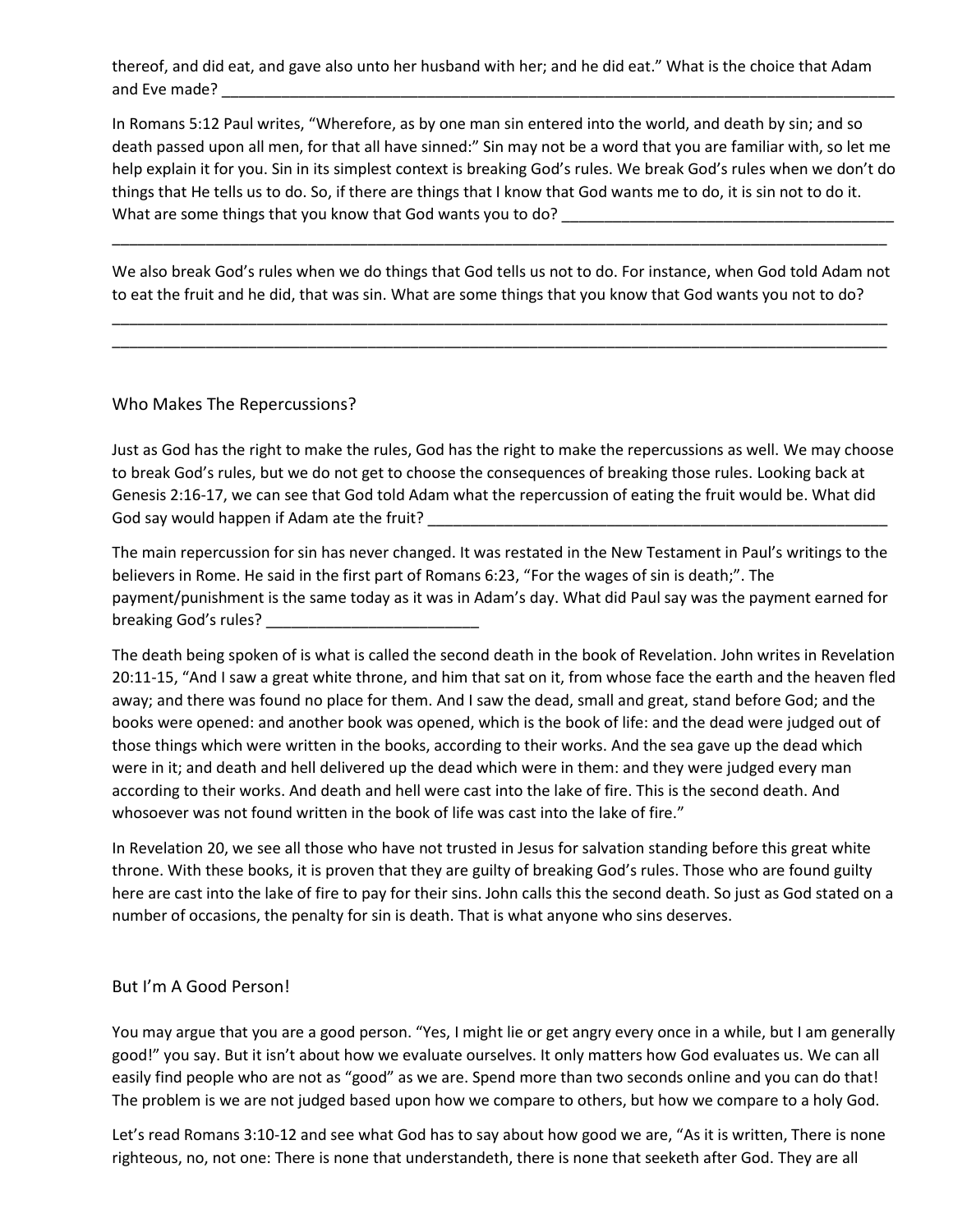thereof, and did eat, and gave also unto her husband with her; and he did eat." What is the choice that Adam and Eve made? ________________________________________________________________________________

In Romans 5:12 Paul writes, "Wherefore, as by one man sin entered into the world, and death by sin; and so death passed upon all men, for that all have sinned:" Sin may not be a word that you are familiar with, so let me help explain it for you. Sin in its simplest context is breaking God's rules. We break God's rules when we don't do things that He tells us to do. So, if there are things that I know that God wants me to do, it is sin not to do it. What are some things that you know that God wants you to do? ________________________________________

__________________________________________________________________________________________________

We also break God's rules when we do things that God tells us not to do. For instance, when God told Adam not to eat the fruit and he did, that was sin. What are some things that you know that God wants you not to do?

__________________________________________________________________________________________________

__________________________________________________________________________________________________

## Who Makes The Repercussions?

Just as God has the right to make the rules, God has the right to make the repercussions as well. We may choose to break God's rules, but we do not get to choose the consequences of breaking those rules. Looking back at Genesis 2:16-17, we can see that God told Adam what the repercussion of eating the fruit would be. What did God say would happen if Adam ate the fruit? _________________________________________________________

The main repercussion for sin has never changed. It was restated in the New Testament in Paul's writings to the believers in Rome. He said in the first part of Romans 6:23, "For the wages of sin is death;". The payment/punishment is the same today as it was in Adam's day. What did Paul say was the payment earned for breaking God's rules? _________________________

The death being spoken of is what is called the second death in the book of Revelation. John writes in Revelation 20:11-15, "And I saw a great white throne, and him that sat on it, from whose face the earth and the heaven fled away; and there was found no place for them. And I saw the dead, small and great, stand before God; and the books were opened: and another book was opened, which is the book of life: and the dead were judged out of those things which were written in the books, according to their works. And the sea gave up the dead which were in it; and death and hell delivered up the dead which were in them: and they were judged every man according to their works. And death and hell were cast into the lake of fire. This is the second death. And whosoever was not found written in the book of life was cast into the lake of fire."

In Revelation 20, we see all those who have not trusted in Jesus for salvation standing before this great white throne. With these books, it is proven that they are guilty of breaking God's rules. Those who are found guilty here are cast into the lake of fire to pay for their sins. John calls this the second death. So just as God stated on a number of occasions, the penalty for sin is death. That is what anyone who sins deserves.

## But I'm A Good Person!

You may argue that you are a good person. "Yes, I might lie or get angry every once in a while, but I am generally good!" you say. But it isn't about how we evaluate ourselves. It only matters how God evaluates us. We can all easily find people who are not as "good" as we are. Spend more than two seconds online and you can do that! The problem is we are not judged based upon how we compare to others, but how we compare to a holy God.

Let's read Romans 3:10-12 and see what God has to say about how good we are, "As it is written, There is none righteous, no, not one: There is none that understandeth, there is none that seeketh after God. They are all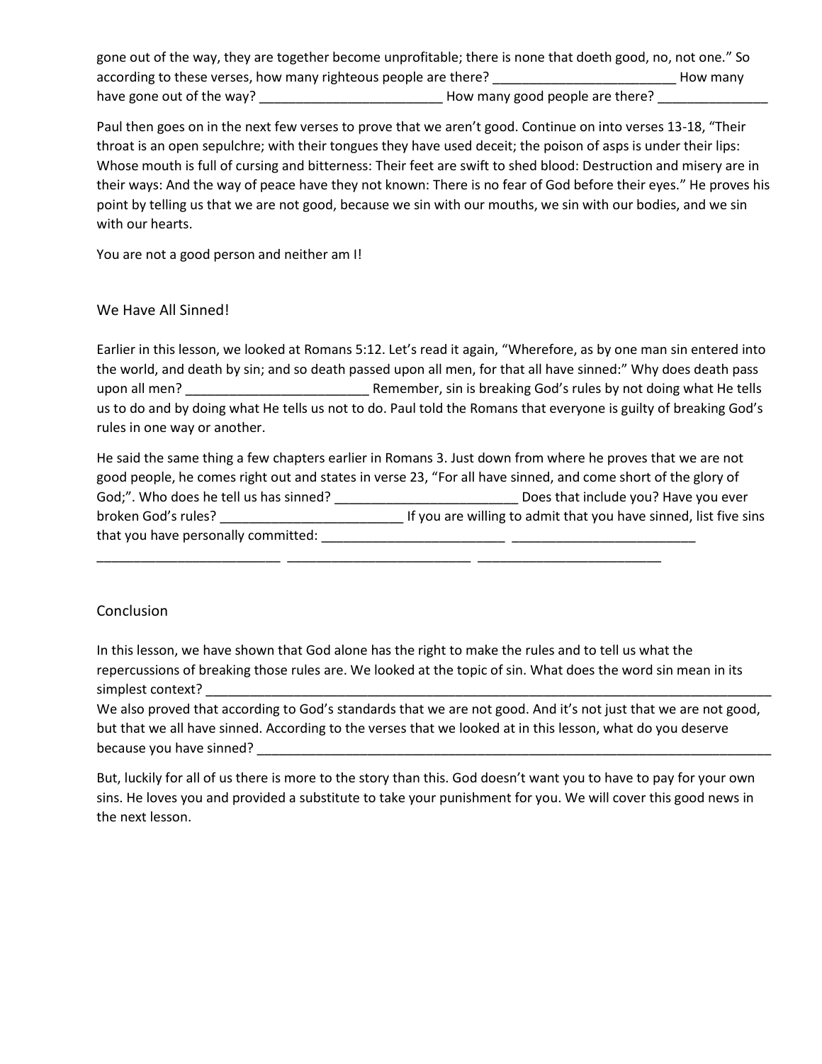gone out of the way, they are together become unprofitable; there is none that doeth good, no, not one." So according to these verses, how many righteous people are there? _________________________ How many have gone out of the way? _________________________ How many good people are there? _______________

Paul then goes on in the next few verses to prove that we aren't good. Continue on into verses 13-18, "Their throat is an open sepulchre; with their tongues they have used deceit; the poison of asps is under their lips: Whose mouth is full of cursing and bitterness: Their feet are swift to shed blood: Destruction and misery are in their ways: And the way of peace have they not known: There is no fear of God before their eyes." He proves his point by telling us that we are not good, because we sin with our mouths, we sin with our bodies, and we sin with our hearts.

You are not a good person and neither am I!

## We Have All Sinned!

Earlier in this lesson, we looked at Romans 5:12. Let's read it again, "Wherefore, as by one man sin entered into the world, and death by sin; and so death passed upon all men, for that all have sinned:" Why does death pass upon all men? _________________________ Remember, sin is breaking God's rules by not doing what He tells us to do and by doing what He tells us not to do. Paul told the Romans that everyone is guilty of breaking God's rules in one way or another.

He said the same thing a few chapters earlier in Romans 3. Just down from where he proves that we are not good people, he comes right out and states in verse 23, "For all have sinned, and come short of the glory of God;". Who does he tell us has sinned? _________________________ Does that include you? Have you ever broken God's rules? _________________________ If you are willing to admit that you have sinned, list five sins that you have personally committed: _________________________ _________________________ _________________________ _________________________ _________________________

## Conclusion

In this lesson, we have shown that God alone has the right to make the rules and to tell us what the repercussions of breaking those rules are. We looked at the topic of sin. What does the word sin mean in its simplest context? _______________________________________________________________________________
We also proved that according to God's standards that we are not good. And it's not just that we are not good, but that we all have sinned. According to the verses that we looked at in this lesson, what do you deserve because you have sinned? ___________________________________________________________________________

But, luckily for all of us there is more to the story than this. God doesn't want you to have to pay for your own sins. He loves you and provided a substitute to take your punishment for you. We will cover this good news in the next lesson.